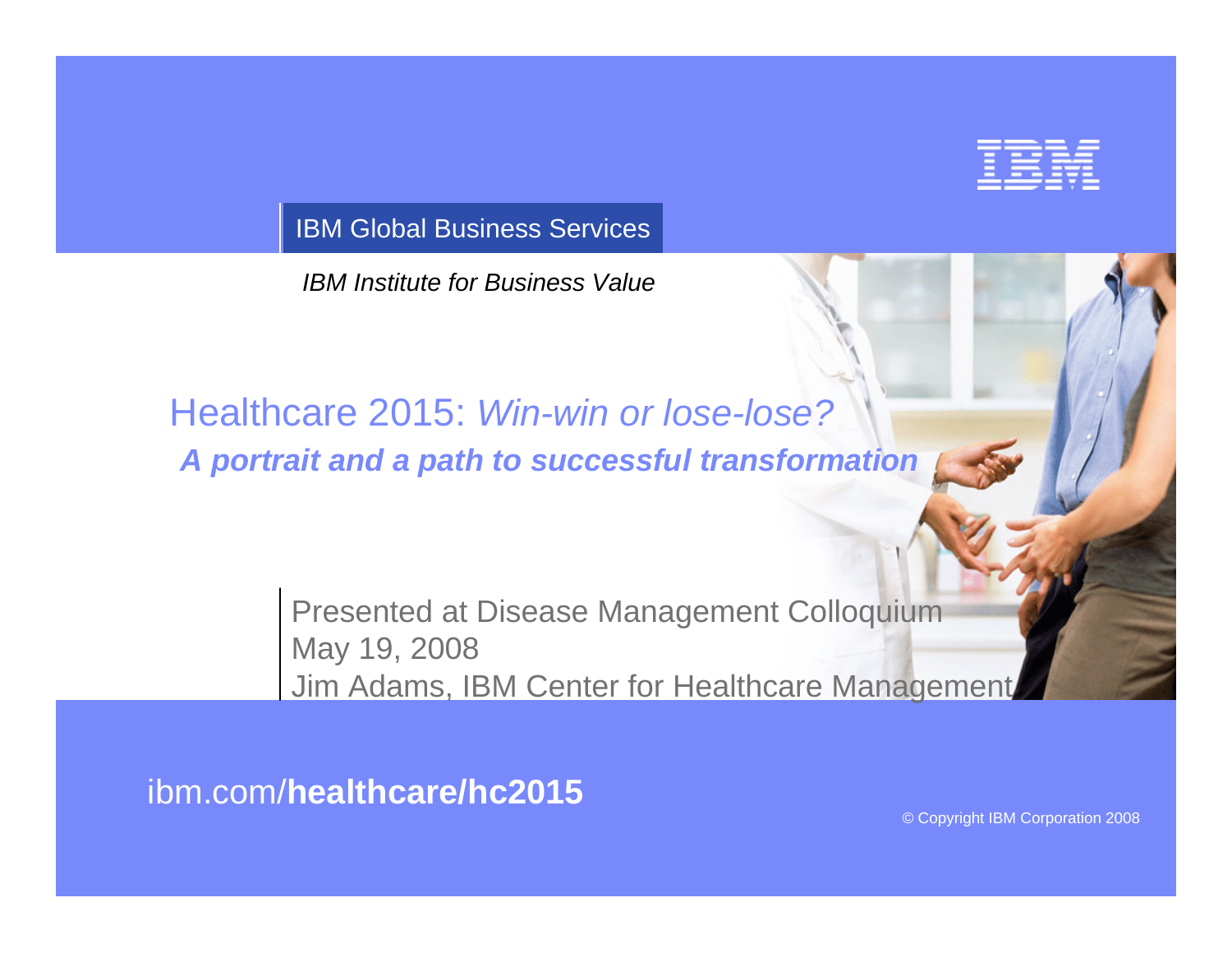IBM Global Business Services

*IBM Institute for Business Value*

# Healthcare 2015: *Win-win or lose-lose?*

## ***A portrait and a path to successful transformation***

Presented at Disease Management Colloquium
May 19, 2008
Jim Adams, IBM Center for Healthcare Management

ibm.com/**healthcare/hc2015**

© Copyright IBM Corporation 2008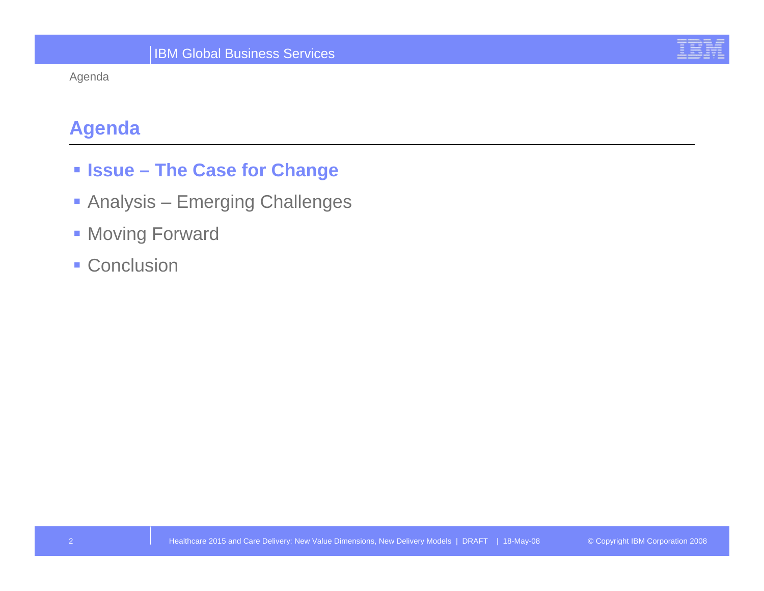# Agenda

- **Issue – The Case for Change**
- Analysis – Emerging Challenges
- Moving Forward
- Conclusion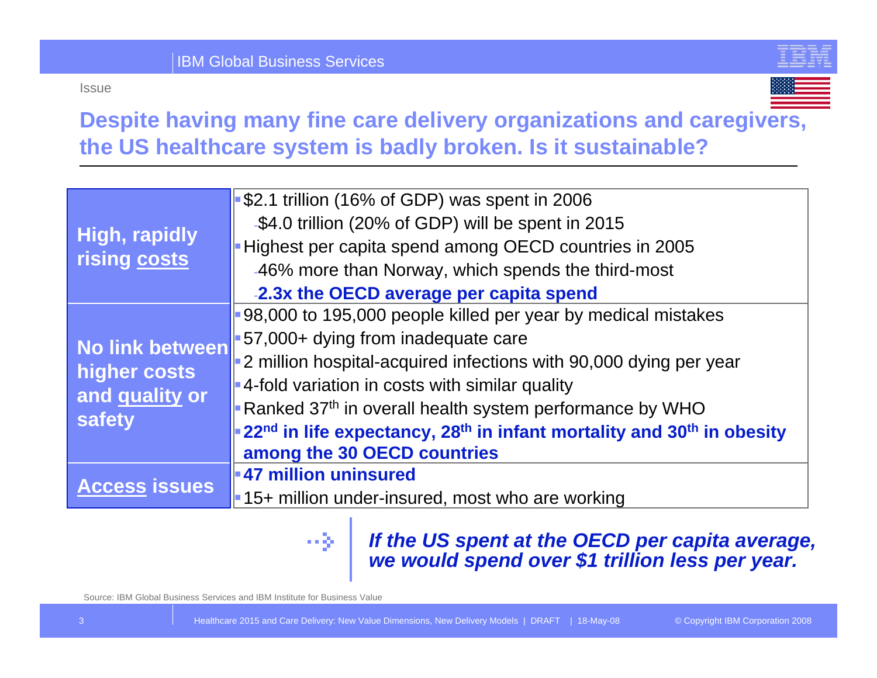Issue

# Despite having many fine care delivery organizations and caregivers, the US healthcare system is badly broken. Is it sustainable?

| | |
|---|---|
| **High, rapidly rising costs** | ▪ $2.1 trillion (16% of GDP) was spent in 2006<br>– $4.0 trillion (20% of GDP) will be spent in 2015<br>▪ Highest per capita spend among OECD countries in 2005<br>– 46% more than Norway, which spends the third-most<br>– **2.3x the OECD average per capita spend** |
| **No link between higher costs and quality or safety** | ▪ 98,000 to 195,000 people killed per year by medical mistakes<br>▪ 57,000+ dying from inadequate care<br>▪ 2 million hospital-acquired infections with 90,000 dying per year<br>▪ 4-fold variation in costs with similar quality<br>▪ Ranked 37th in overall health system performance by WHO<br>▪ **22nd in life expectancy, 28th in infant mortality and 30th in obesity among the 30 OECD countries** |
| **Access issues** | ▪ **47 million uninsured**<br>▪ 15+ million under-insured, most who are working |

***If the US spent at the OECD per capita average, we would spend over $1 trillion less per year.***

Source: IBM Global Business Services and IBM Institute for Business Value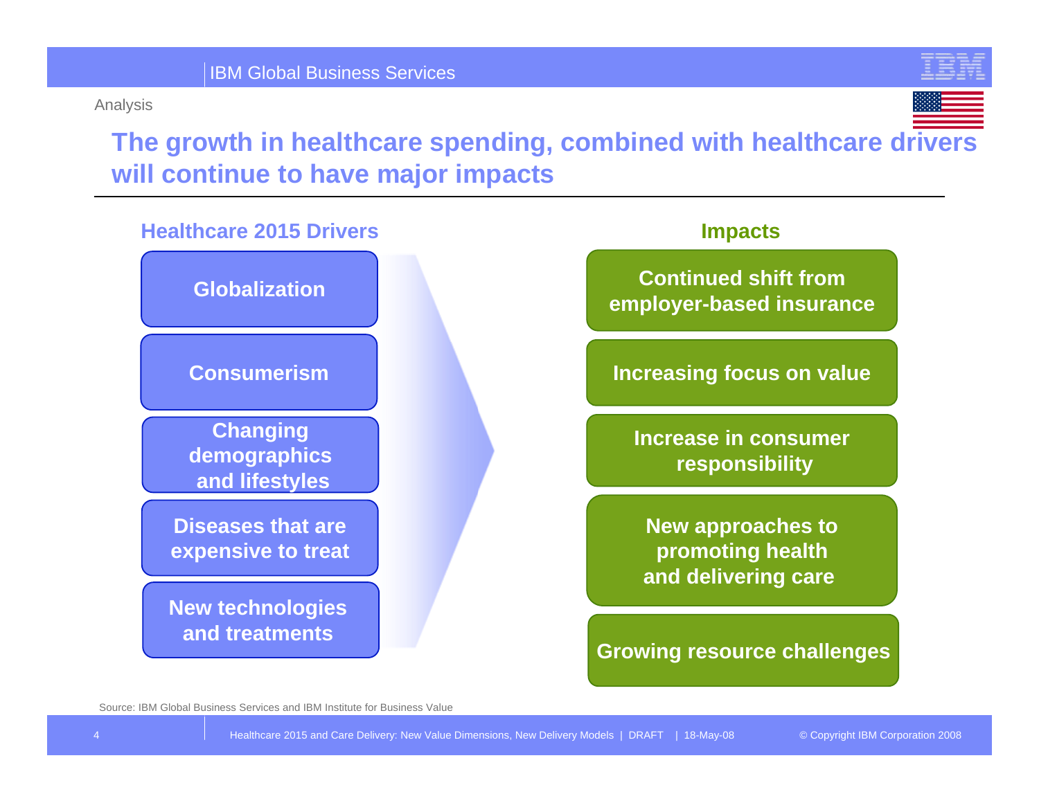Analysis

# The growth in healthcare spending, combined with healthcare drivers will continue to have major impacts

## Healthcare 2015 Drivers

- Globalization
- Consumerism
- Changing demographics and lifestyles
- Diseases that are expensive to treat
- New technologies and treatments

## Impacts

- Continued shift from employer-based insurance
- Increasing focus on value
- Increase in consumer responsibility
- New approaches to promoting health and delivering care
- Growing resource challenges

Source: IBM Global Business Services and IBM Institute for Business Value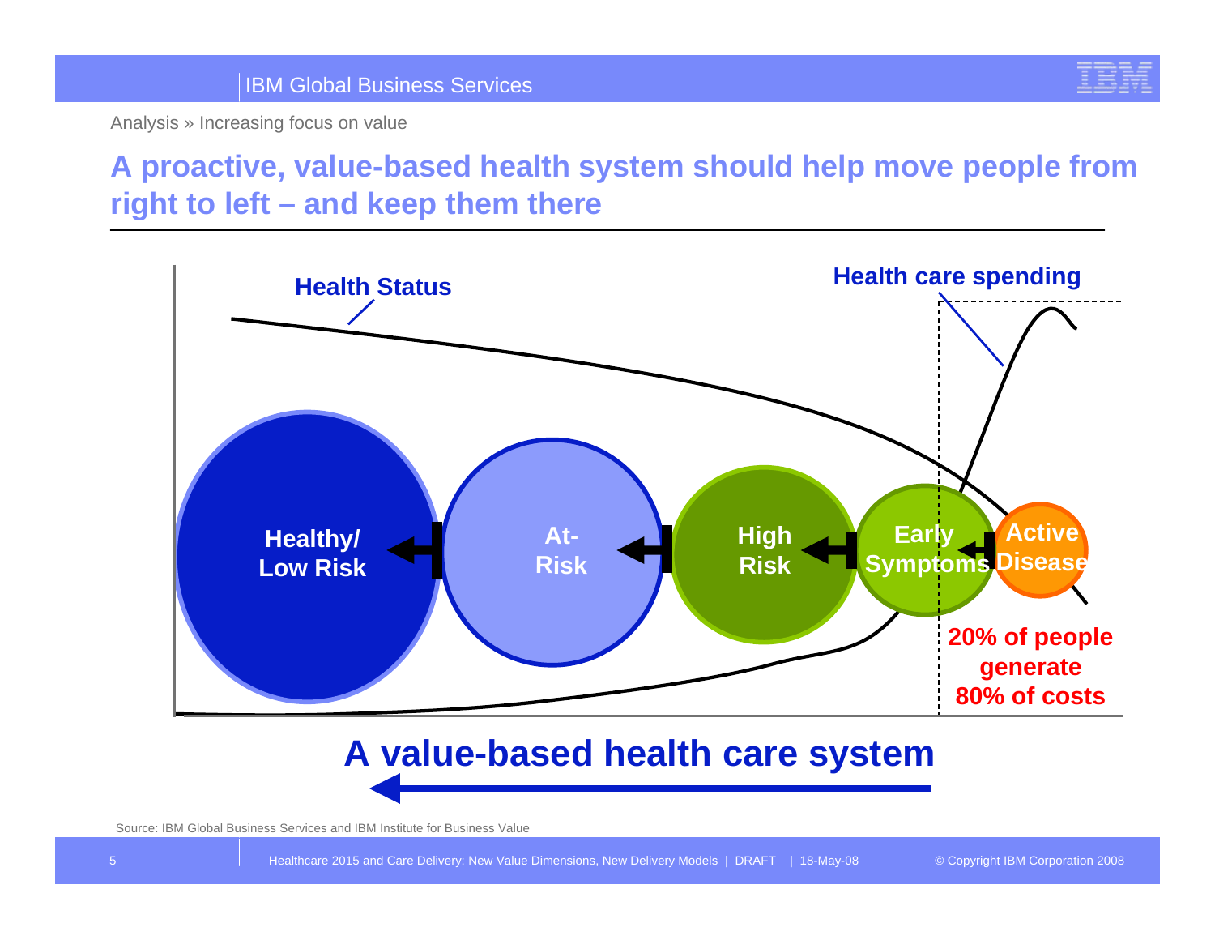Analysis » Increasing focus on value

# A proactive, value-based health system should help move people from right to left – and keep them there

Health Status

Health care spending

Healthy/ Low Risk

At-Risk

High Risk

Early Symptoms

Active Disease

20% of people generate 80% of costs

**A value-based health care system**

Source: IBM Global Business Services and IBM Institute for Business Value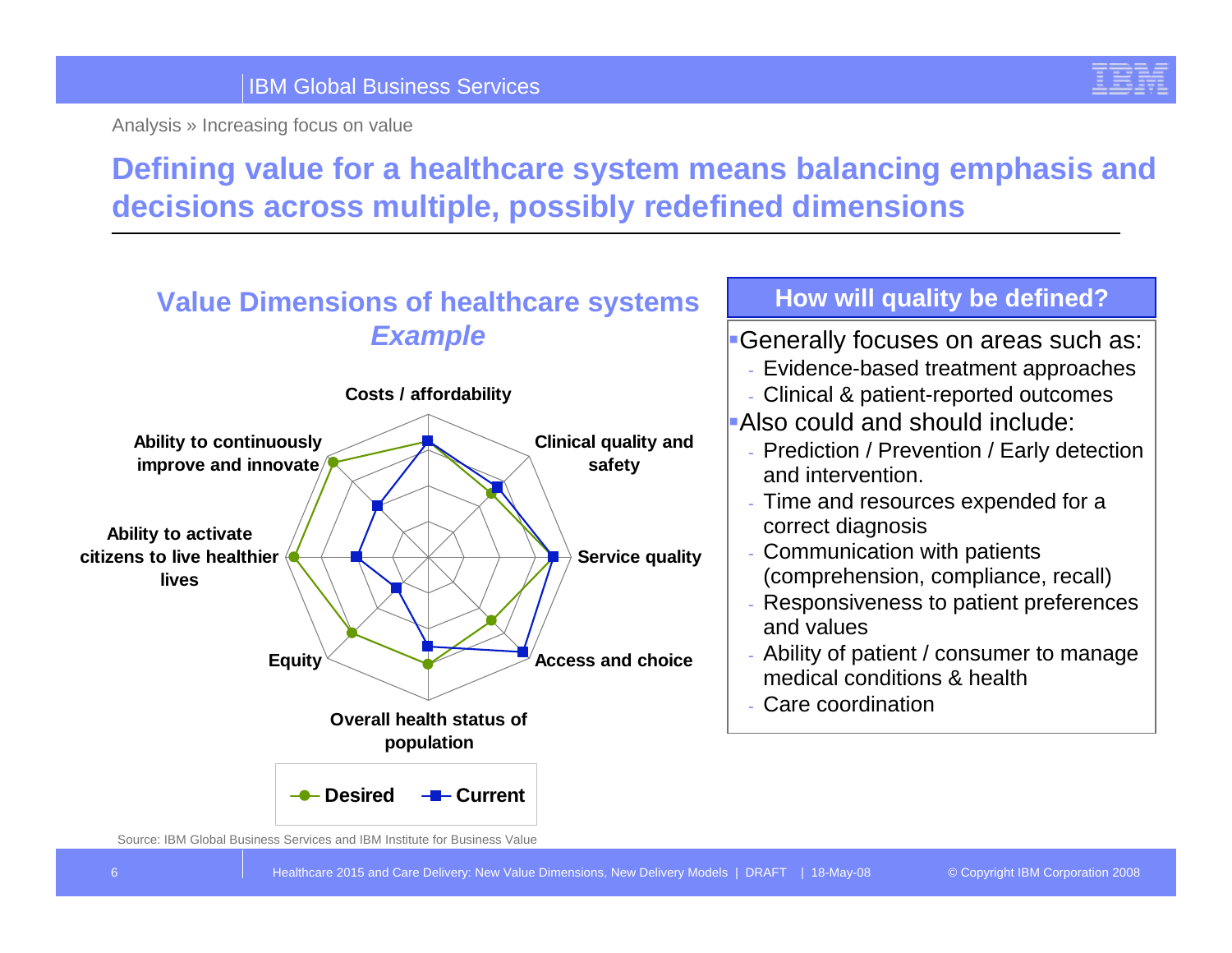Analysis » Increasing focus on value

# Defining value for a healthcare system means balancing emphasis and decisions across multiple, possibly redefined dimensions

## Value Dimensions of healthcare systems
### *Example*

Costs / affordability

Clinical quality and safety

Service quality

Access and choice

Overall health status of population

Equity

Ability to activate citizens to live healthier lives

Ability to continuously improve and innovate

Desired — Current

Source: IBM Global Business Services and IBM Institute for Business Value

## How will quality be defined?

- Generally focuses on areas such as:
  - Evidence-based treatment approaches
  - Clinical & patient-reported outcomes
- Also could and should include:
  - Prediction / Prevention / Early detection and intervention.
  - Time and resources expended for a correct diagnosis
  - Communication with patients (comprehension, compliance, recall)
  - Responsiveness to patient preferences and values
  - Ability of patient / consumer to manage medical conditions & health
  - Care coordination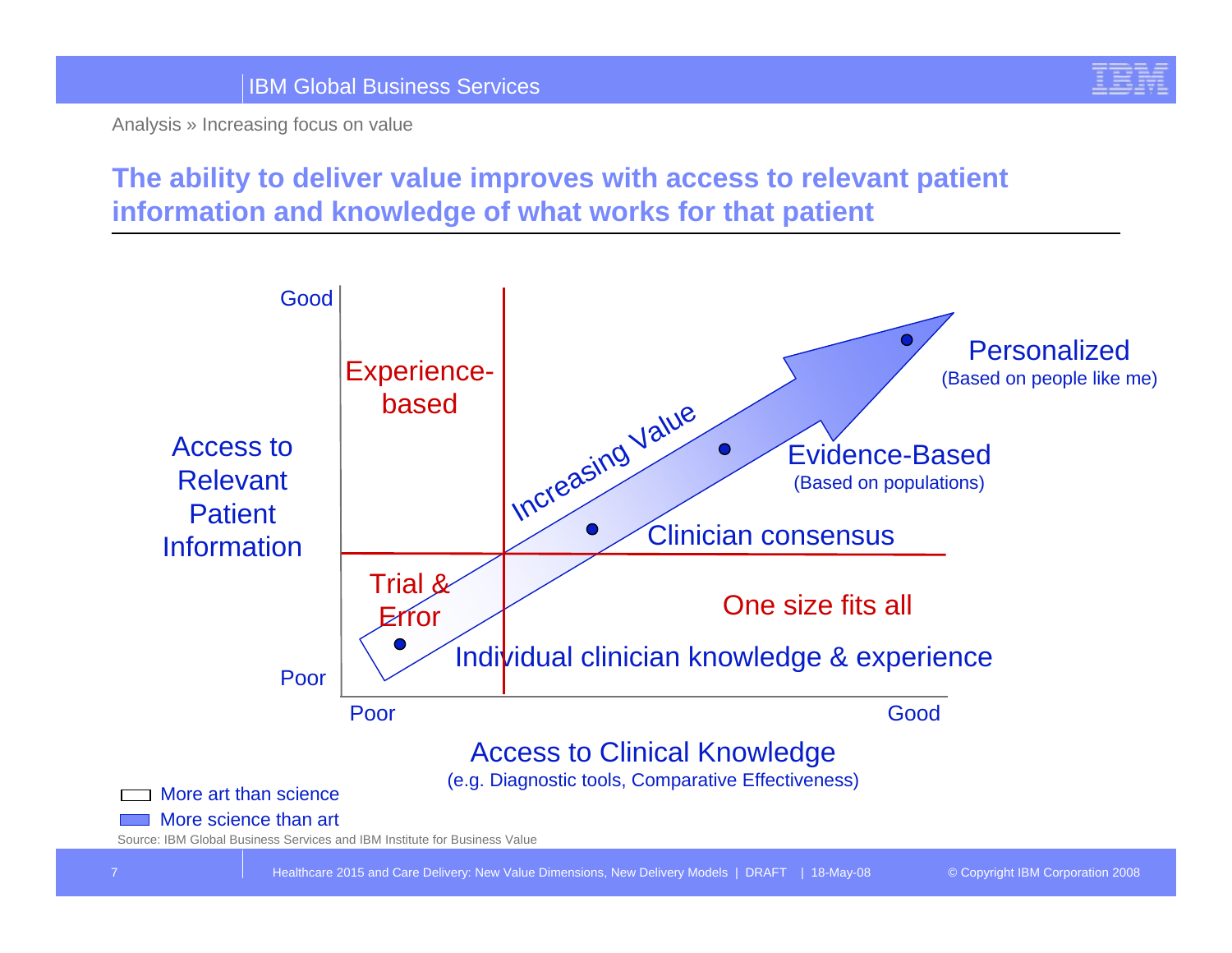Analysis » Increasing focus on value

## The ability to deliver value improves with access to relevant patient information and knowledge of what works for that patient

Good

Experience-based

Increasing Value

Personalized
(Based on people like me)

Access to Relevant Patient Information

Evidence-Based
(Based on populations)

Clinician consensus

Trial & Error

One size fits all

Individual clinician knowledge & experience

Poor

Poor

Good

Access to Clinical Knowledge
(e.g. Diagnostic tools, Comparative Effectiveness)

- More art than science
- More science than art

Source: IBM Global Business Services and IBM Institute for Business Value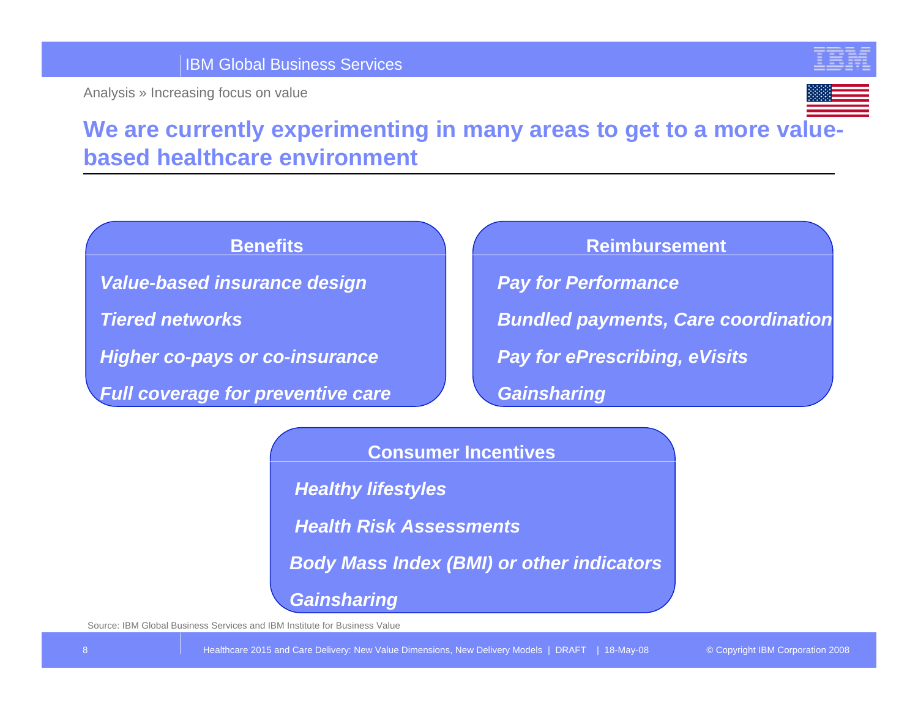Analysis » Increasing focus on value

# We are currently experimenting in many areas to get to a more value-based healthcare environment

### Benefits

- *Value-based insurance design*
- *Tiered networks*
- *Higher co-pays or co-insurance*
- *Full coverage for preventive care*

### Reimbursement

- *Pay for Performance*
- *Bundled payments, Care coordination*
- *Pay for ePrescribing, eVisits*
- *Gainsharing*

### Consumer Incentives

- *Healthy lifestyles*
- *Health Risk Assessments*
- *Body Mass Index (BMI) or other indicators*
- *Gainsharing*

Source: IBM Global Business Services and IBM Institute for Business Value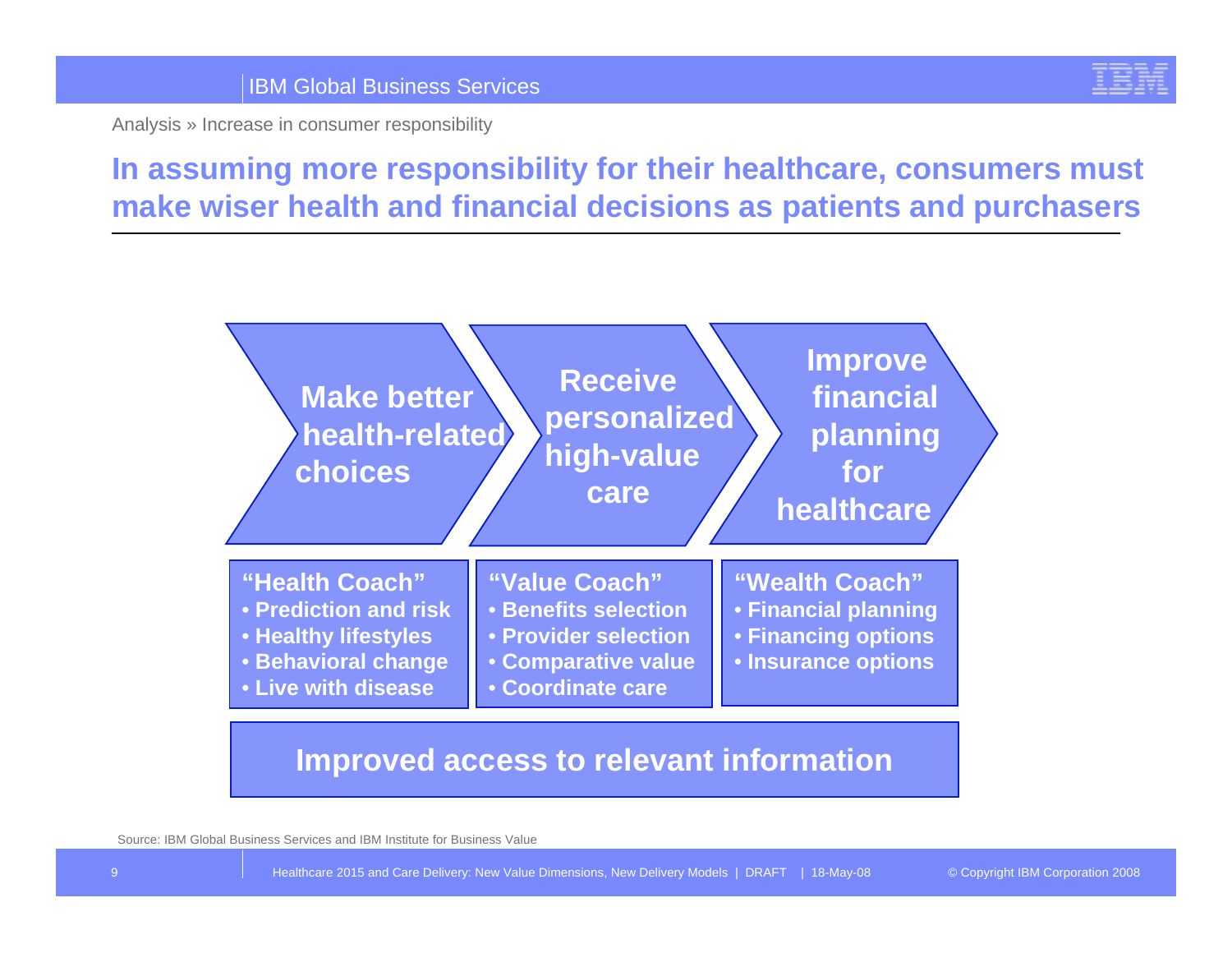Analysis » Increase in consumer responsibility

# In assuming more responsibility for their healthcare, consumers must make wiser health and financial decisions as patients and purchasers

**Make better health-related choices** → **Receive personalized high-value care** → **Improve financial planning for healthcare**

**"Health Coach"**
- **Prediction and risk**
- **Healthy lifestyles**
- **Behavioral change**
- **Live with disease**

**"Value Coach"**
- **Benefits selection**
- **Provider selection**
- **Comparative value**
- **Coordinate care**

**"Wealth Coach"**
- **Financial planning**
- **Financing options**
- **Insurance options**

**Improved access to relevant information**

Source: IBM Global Business Services and IBM Institute for Business Value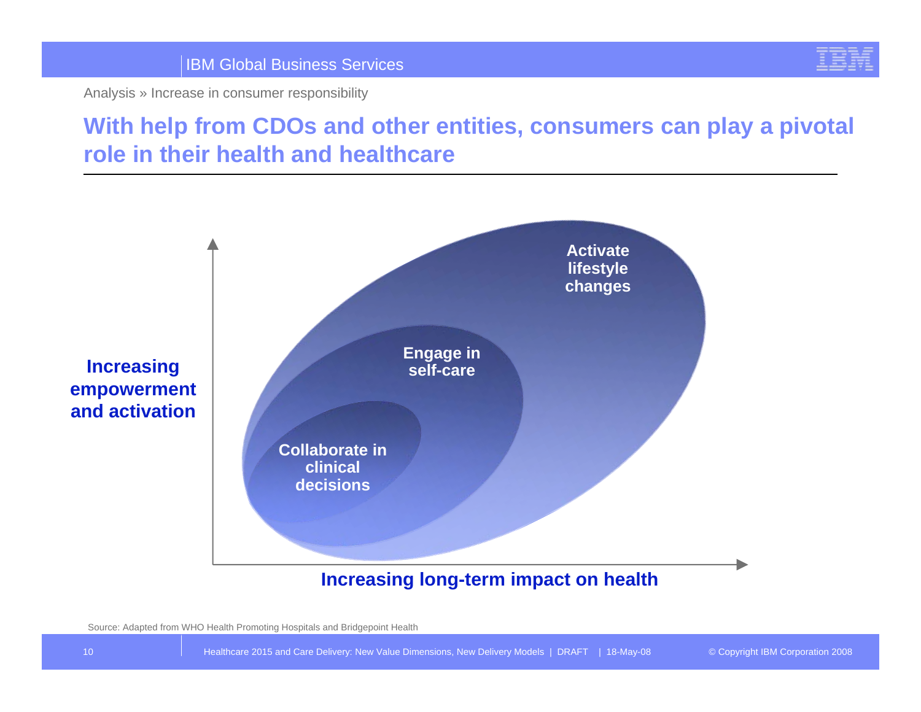Analysis » Increase in consumer responsibility

# With help from CDOs and other entities, consumers can play a pivotal role in their health and healthcare

Increasing empowerment and activation

Activate lifestyle changes

Engage in self-care

Collaborate in clinical decisions

Increasing long-term impact on health

Source: Adapted from WHO Health Promoting Hospitals and Bridgepoint Health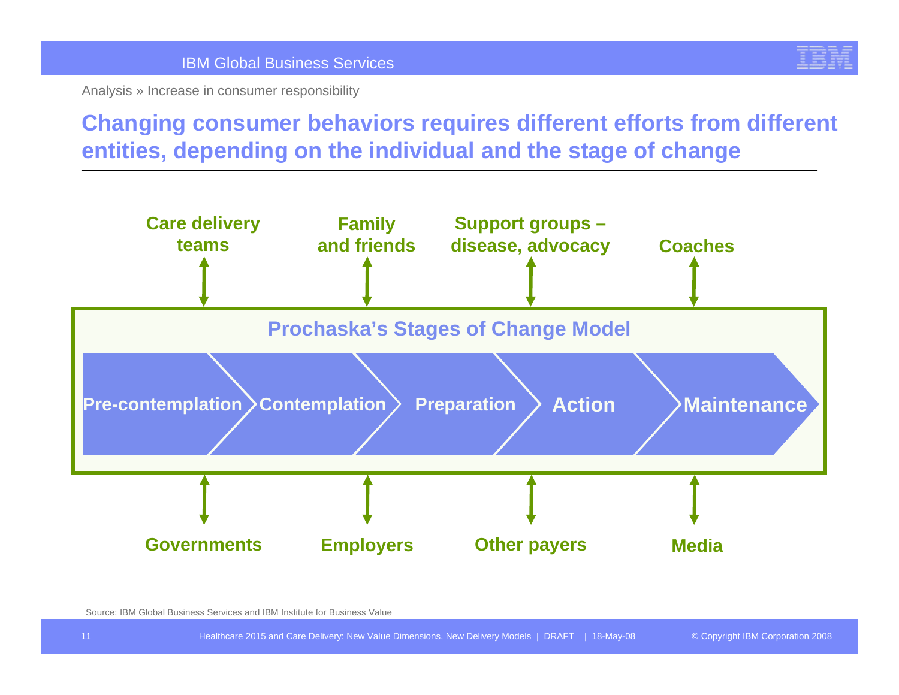Analysis » Increase in consumer responsibility

# Changing consumer behaviors requires different efforts from different entities, depending on the individual and the stage of change

**Care delivery teams** | **Family and friends** | **Support groups – disease, advocacy** | **Coaches**

## Prochaska's Stages of Change Model

**Pre-contemplation** → **Contemplation** → **Preparation** → **Action** → **Maintenance**

**Governments** | **Employers** | **Other payers** | **Media**

Source: IBM Global Business Services and IBM Institute for Business Value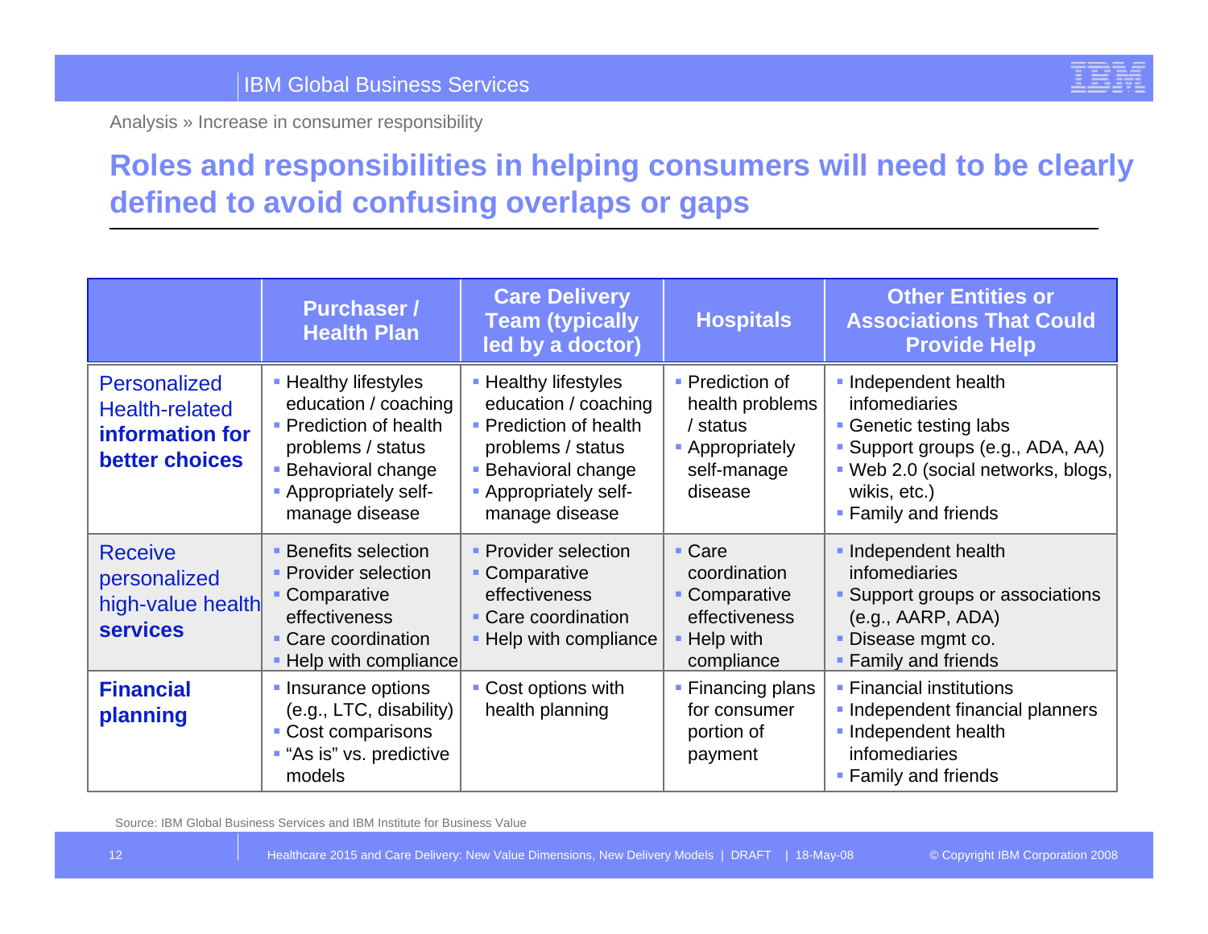Analysis » Increase in consumer responsibility

# Roles and responsibilities in helping consumers will need to be clearly defined to avoid confusing overlaps or gaps

| | Purchaser / Health Plan | Care Delivery Team (typically led by a doctor) | Hospitals | Other Entities or Associations That Could Provide Help |
|---|---|---|---|---|
| Personalized Health-related **information for better choices** | ▪ Healthy lifestyles education / coaching<br>▪ Prediction of health problems / status<br>▪ Behavioral change<br>▪ Appropriately self-manage disease | ▪ Healthy lifestyles education / coaching<br>▪ Prediction of health problems / status<br>▪ Behavioral change<br>▪ Appropriately self-manage disease | ▪ Prediction of health problems / status<br>▪ Appropriately self-manage disease | ▪ Independent health infomediaries<br>▪ Genetic testing labs<br>▪ Support groups (e.g., ADA, AA)<br>▪ Web 2.0 (social networks, blogs, wikis, etc.)<br>▪ Family and friends |
| Receive personalized high-value health **services** | ▪ Benefits selection<br>▪ Provider selection<br>▪ Comparative effectiveness<br>▪ Care coordination<br>▪ Help with compliance | ▪ Provider selection<br>▪ Comparative effectiveness<br>▪ Care coordination<br>▪ Help with compliance | ▪ Care coordination<br>▪ Comparative effectiveness<br>▪ Help with compliance | ▪ Independent health infomediaries<br>▪ Support groups or associations (e.g., AARP, ADA)<br>▪ Disease mgmt co.<br>▪ Family and friends |
| **Financial planning** | ▪ Insurance options (e.g., LTC, disability)<br>▪ Cost comparisons<br>▪ "As is" vs. predictive models | ▪ Cost options with health planning | ▪ Financing plans for consumer portion of payment | ▪ Financial institutions<br>▪ Independent financial planners<br>▪ Independent health infomediaries<br>▪ Family and friends |

Source: IBM Global Business Services and IBM Institute for Business Value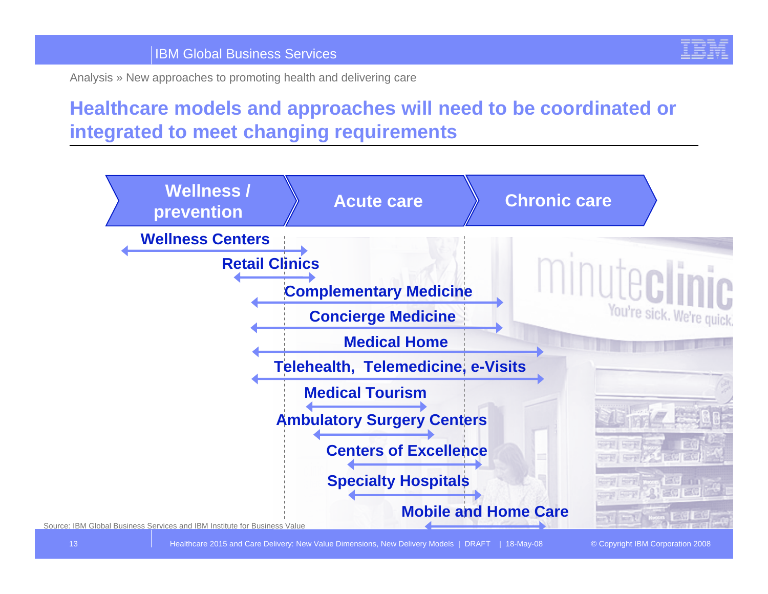Analysis » New approaches to promoting health and delivering care

# Healthcare models and approaches will need to be coordinated or integrated to meet changing requirements

| Model | Wellness / prevention | Acute care | Chronic care |
|---|---|---|---|
| Wellness Centers | ✓ | ✓ | |
| Retail Clinics | ✓ | ✓ | |
| Complementary Medicine | ✓ | ✓ | ✓ |
| Concierge Medicine | ✓ | ✓ | ✓ |
| Medical Home | ✓ | ✓ | ✓ |
| Telehealth, Telemedicine, e-Visits | ✓ | ✓ | ✓ |
| Medical Tourism | | ✓ | |
| Ambulatory Surgery Centers | | ✓ | |
| Centers of Excellence | | ✓ | ✓ |
| Specialty Hospitals | | ✓ | ✓ |
| Mobile and Home Care | | ✓ | ✓ |

Source: IBM Global Business Services and IBM Institute for Business Value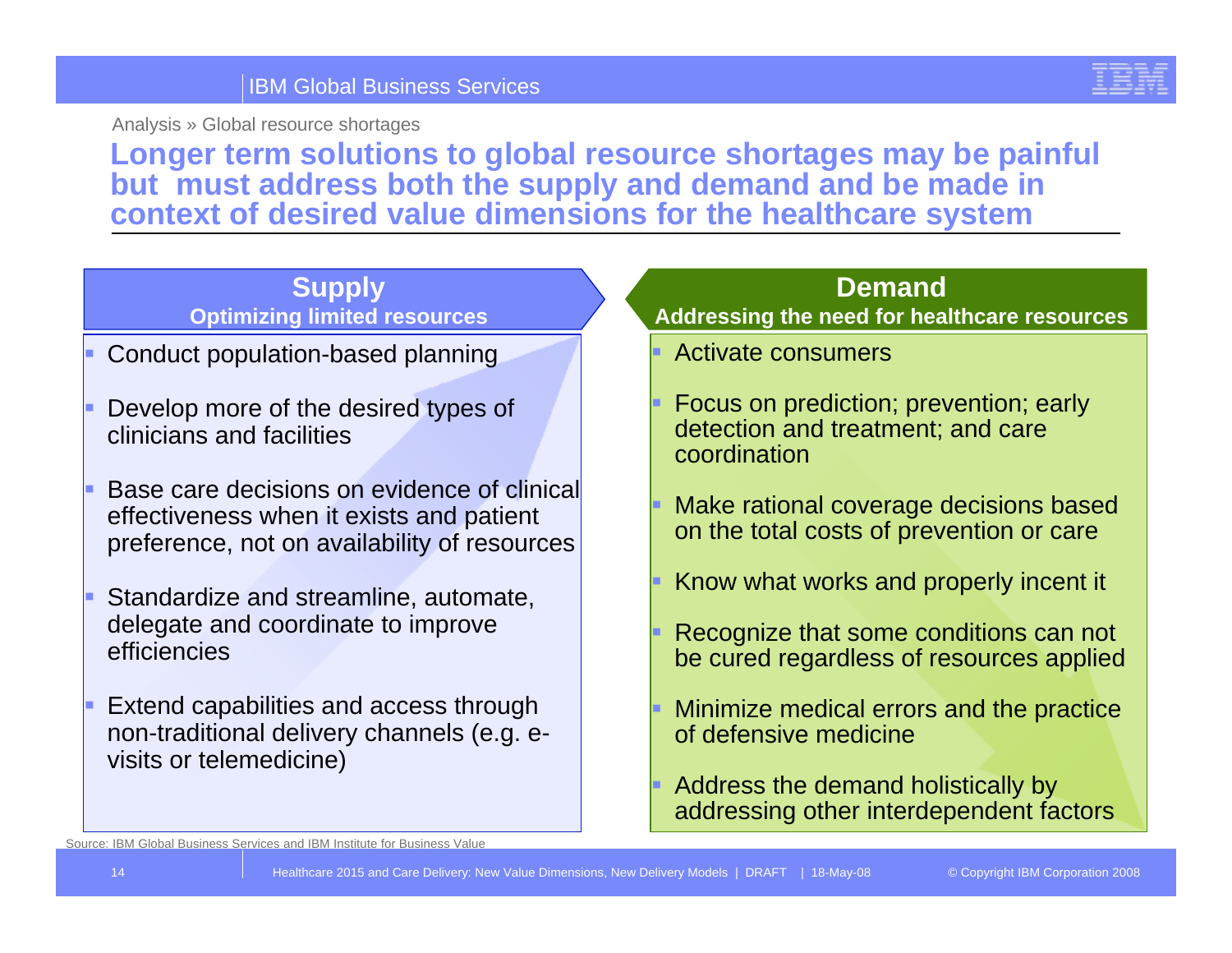Analysis » Global resource shortages

# Longer term solutions to global resource shortages may be painful but must address both the supply and demand and be made in context of desired value dimensions for the healthcare system

## Supply
**Optimizing limited resources**

- Conduct population-based planning
- Develop more of the desired types of clinicians and facilities
- Base care decisions on evidence of clinical effectiveness when it exists and patient preference, not on availability of resources
- Standardize and streamline, automate, delegate and coordinate to improve efficiencies
- Extend capabilities and access through non-traditional delivery channels (e.g. e-visits or telemedicine)

## Demand
**Addressing the need for healthcare resources**

- Activate consumers
- Focus on prediction; prevention; early detection and treatment; and care coordination
- Make rational coverage decisions based on the total costs of prevention or care
- Know what works and properly incent it
- Recognize that some conditions can not be cured regardless of resources applied
- Minimize medical errors and the practice of defensive medicine
- Address the demand holistically by addressing other interdependent factors

Source: IBM Global Business Services and IBM Institute for Business Value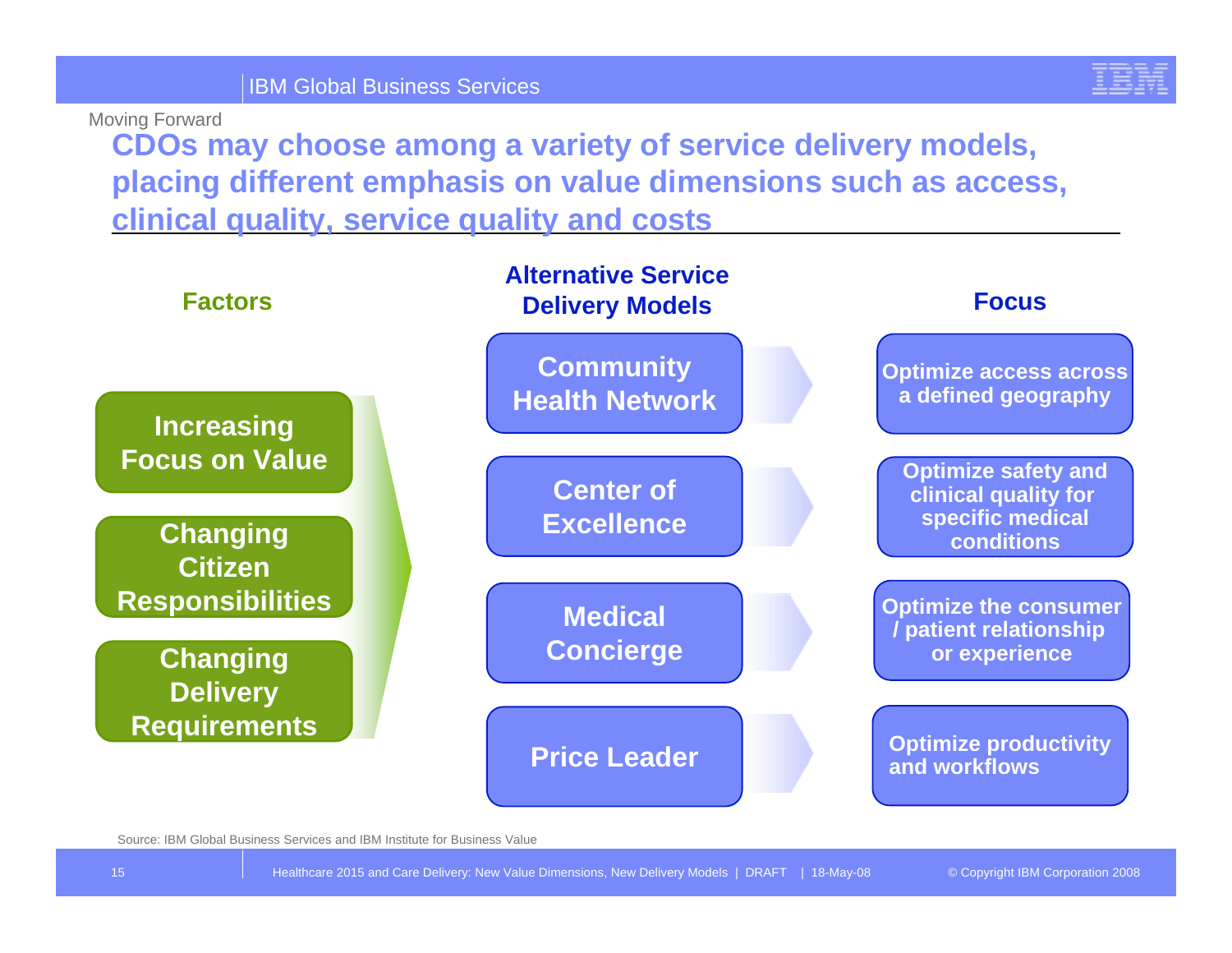Moving Forward

# CDOs may choose among a variety of service delivery models, placing different emphasis on value dimensions such as access, clinical quality, service quality and costs

**Factors**

- Increasing Focus on Value
- Changing Citizen Responsibilities
- Changing Delivery Requirements

| Alternative Service Delivery Models | Focus |
|---|---|
| Community Health Network | Optimize access across a defined geography |
| Center of Excellence | Optimize safety and clinical quality for specific medical conditions |
| Medical Concierge | Optimize the consumer / patient relationship or experience |
| Price Leader | Optimize productivity and workflows |

Source: IBM Global Business Services and IBM Institute for Business Value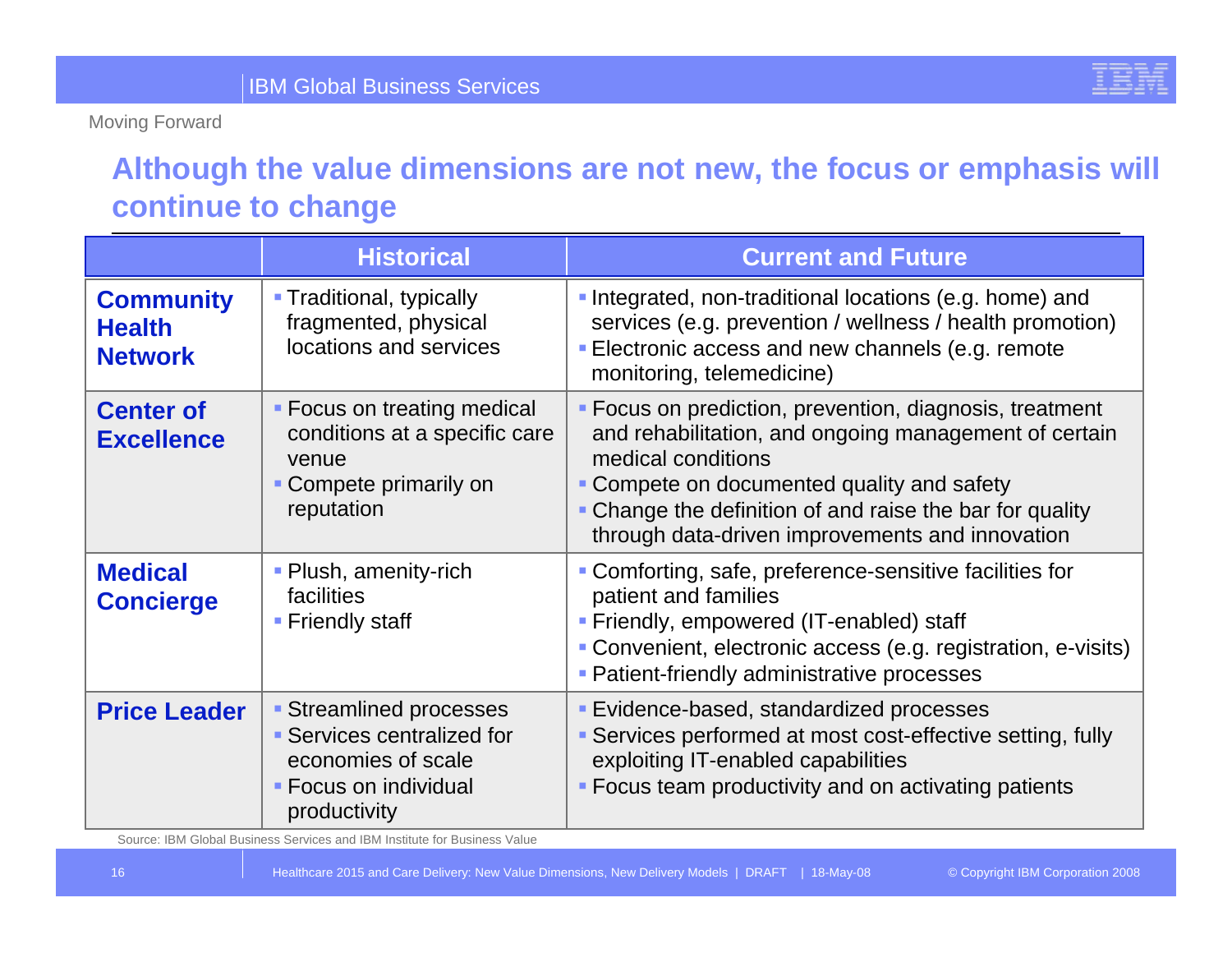Moving Forward

# Although the value dimensions are not new, the focus or emphasis will continue to change

| | Historical | Current and Future |
|---|---|---|
| **Community Health Network** | ▪ Traditional, typically fragmented, physical locations and services | ▪ Integrated, non-traditional locations (e.g. home) and services (e.g. prevention / wellness / health promotion)<br>▪ Electronic access and new channels (e.g. remote monitoring, telemedicine) |
| **Center of Excellence** | ▪ Focus on treating medical conditions at a specific care venue<br>▪ Compete primarily on reputation | ▪ Focus on prediction, prevention, diagnosis, treatment and rehabilitation, and ongoing management of certain medical conditions<br>▪ Compete on documented quality and safety<br>▪ Change the definition of and raise the bar for quality through data-driven improvements and innovation |
| **Medical Concierge** | ▪ Plush, amenity-rich facilities<br>▪ Friendly staff | ▪ Comforting, safe, preference-sensitive facilities for patient and families<br>▪ Friendly, empowered (IT-enabled) staff<br>▪ Convenient, electronic access (e.g. registration, e-visits)<br>▪ Patient-friendly administrative processes |
| **Price Leader** | ▪ Streamlined processes<br>▪ Services centralized for economies of scale<br>▪ Focus on individual productivity | ▪ Evidence-based, standardized processes<br>▪ Services performed at most cost-effective setting, fully exploiting IT-enabled capabilities<br>▪ Focus team productivity and on activating patients |

Source: IBM Global Business Services and IBM Institute for Business Value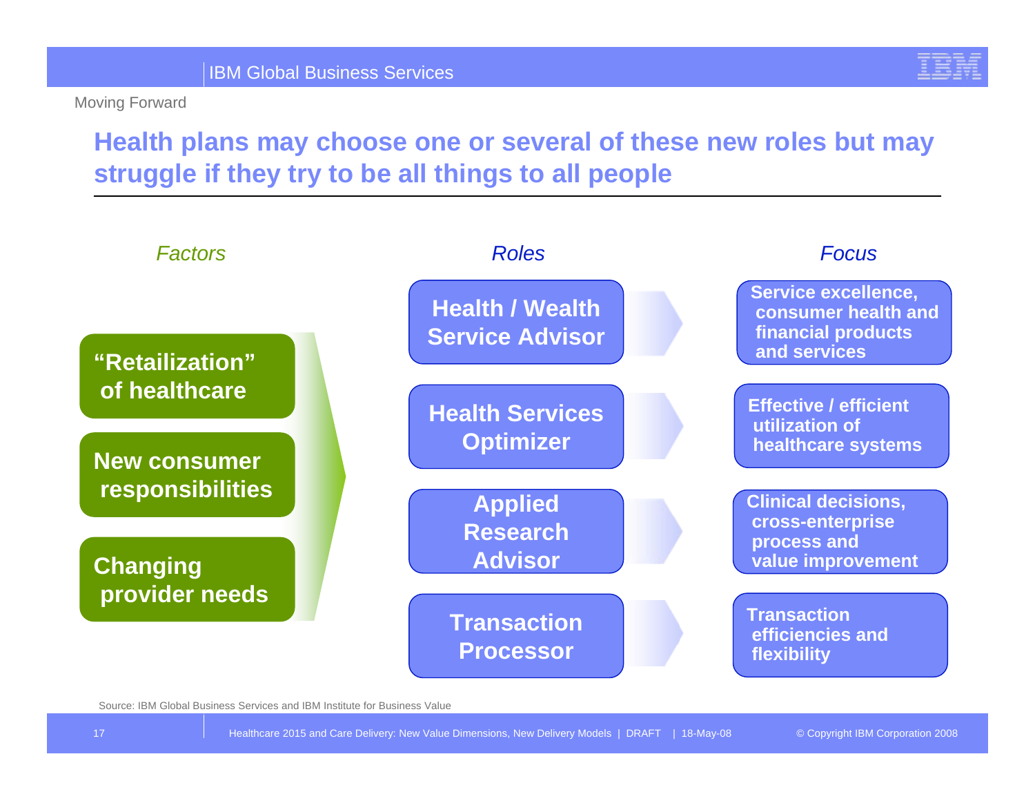Moving Forward

# Health plans may choose one or several of these new roles but may struggle if they try to be all things to all people

| *Factors* | *Roles* | *Focus* |
|---|---|---|
| "Retailization" of healthcare | Health / Wealth Service Advisor | Service excellence, consumer health and financial products and services |
| New consumer responsibilities | Health Services Optimizer | Effective / efficient utilization of healthcare systems |
| Changing provider needs | Applied Research Advisor | Clinical decisions, cross-enterprise process and value improvement |
| | Transaction Processor | Transaction efficiencies and flexibility |

Source: IBM Global Business Services and IBM Institute for Business Value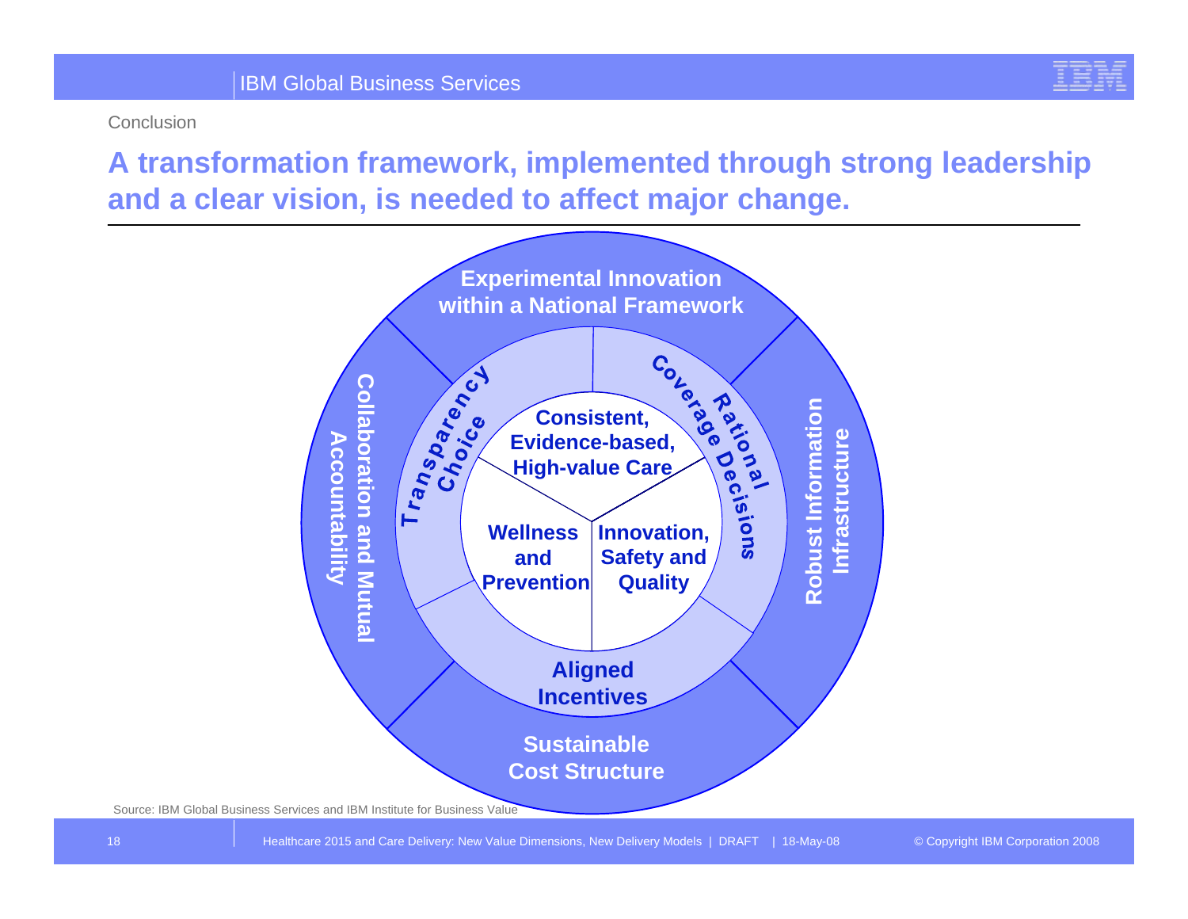Conclusion

# A transformation framework, implemented through strong leadership and a clear vision, is needed to affect major change.

Experimental Innovation within a National Framework

Robust Information Infrastructure

Sustainable Cost Structure

Collaboration and Mutual Accountability

Transparency Choice

Rational Coverage Decisions

Aligned Incentives

Consistent, Evidence-based, High-value Care

Wellness and Prevention

Innovation, Safety and Quality

Source: IBM Global Business Services and IBM Institute for Business Value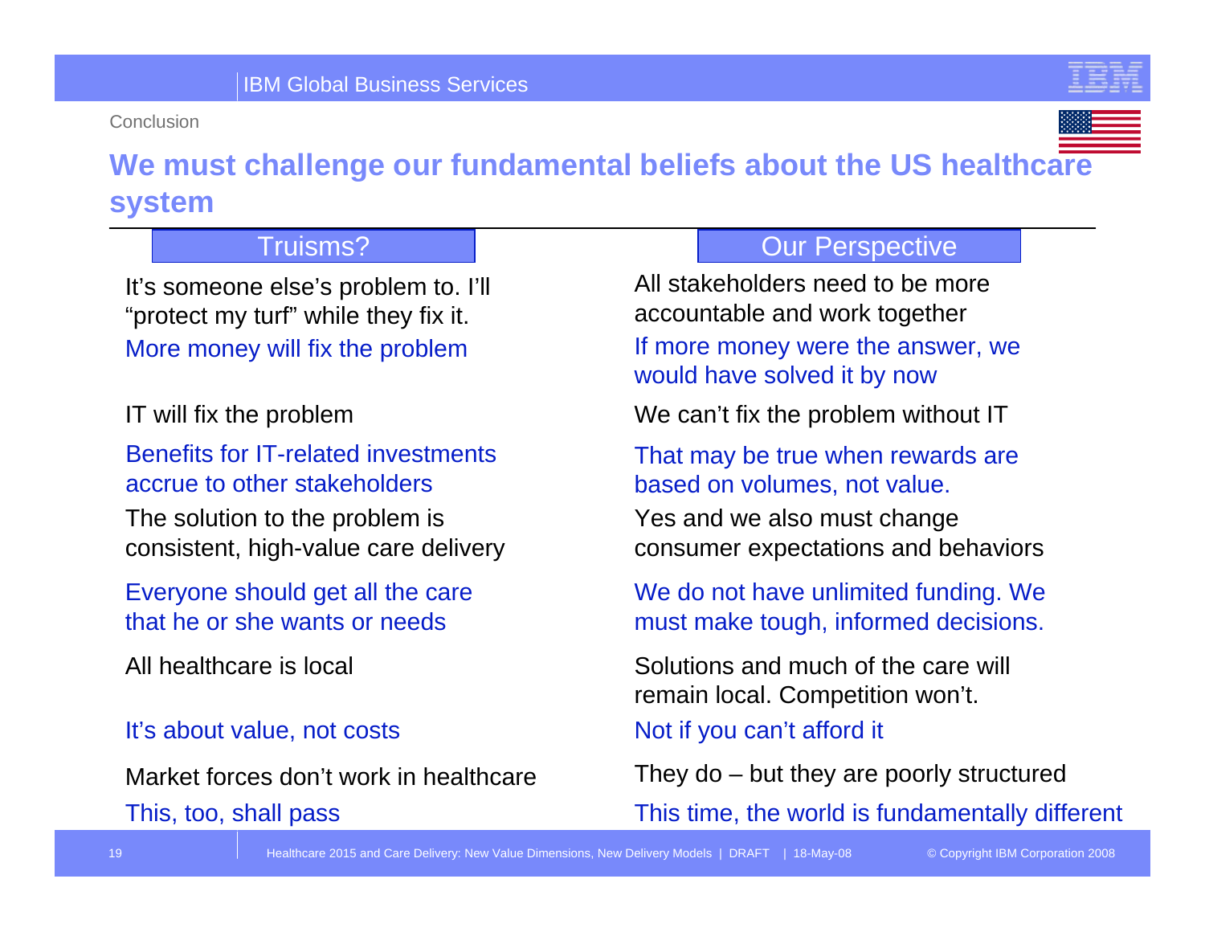Conclusion

# We must challenge our fundamental beliefs about the US healthcare system

| Truisms? | Our Perspective |
|---|---|
| It's someone else's problem to. I'll "protect my turf" while they fix it. | All stakeholders need to be more accountable and work together |
| More money will fix the problem | If more money were the answer, we would have solved it by now |
| IT will fix the problem | We can't fix the problem without IT |
| Benefits for IT-related investments accrue to other stakeholders | That may be true when rewards are based on volumes, not value. |
| The solution to the problem is consistent, high-value care delivery | Yes and we also must change consumer expectations and behaviors |
| Everyone should get all the care that he or she wants or needs | We do not have unlimited funding. We must make tough, informed decisions. |
| All healthcare is local | Solutions and much of the care will remain local. Competition won't. |
| It's about value, not costs | Not if you can't afford it |
| Market forces don't work in healthcare | They do – but they are poorly structured |
| This, too, shall pass | This time, the world is fundamentally different |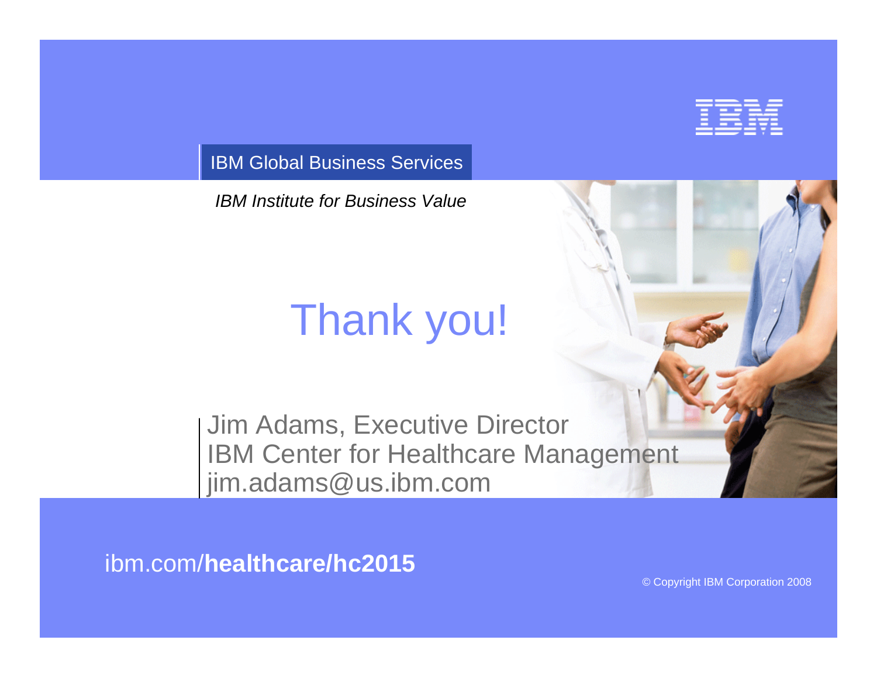IBM Global Business Services

*IBM Institute for Business Value*

# Thank you!

Jim Adams, Executive Director
IBM Center for Healthcare Management
jim.adams@us.ibm.com

ibm.com/**healthcare/hc2015**

© Copyright IBM Corporation 2008